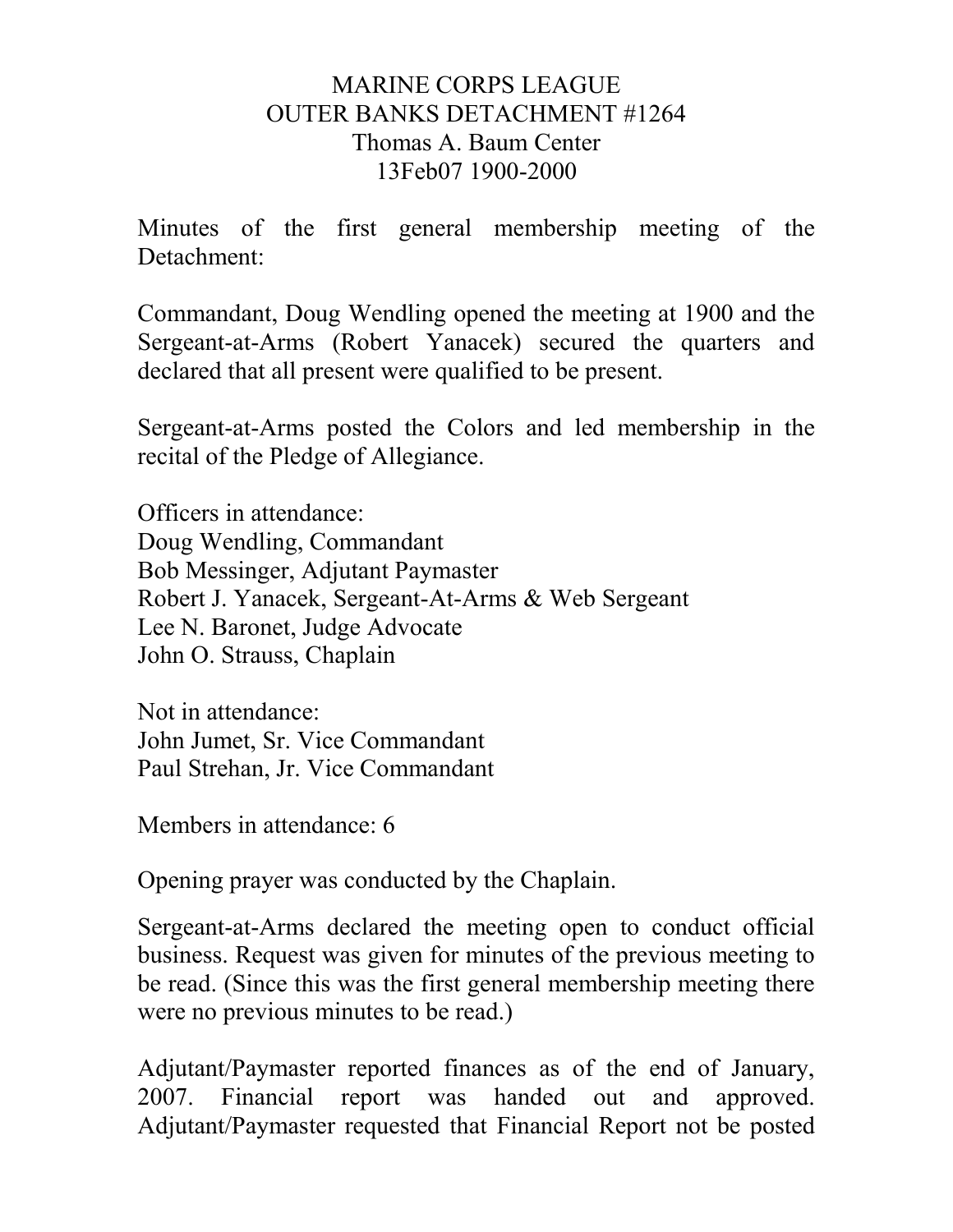# MARINE CORPS LEAGUE
## OUTER BANKS DETACHMENT #1264
### Thomas A. Baum Center
### 13Feb07 1900-2000

Minutes of the first general membership meeting of the Detachment:

Commandant, Doug Wendling opened the meeting at 1900 and the Sergeant-at-Arms (Robert Yanacek) secured the quarters and declared that all present were qualified to be present.

Sergeant-at-Arms posted the Colors and led membership in the recital of the Pledge of Allegiance.

Officers in attendance:
Doug Wendling, Commandant
Bob Messinger, Adjutant Paymaster
Robert J. Yanacek, Sergeant-At-Arms & Web Sergeant
Lee N. Baronet, Judge Advocate
John O. Strauss, Chaplain

Not in attendance:
John Jumet, Sr. Vice Commandant
Paul Strehan, Jr. Vice Commandant

Members in attendance: 6

Opening prayer was conducted by the Chaplain.

Sergeant-at-Arms declared the meeting open to conduct official business. Request was given for minutes of the previous meeting to be read. (Since this was the first general membership meeting there were no previous minutes to be read.)

Adjutant/Paymaster reported finances as of the end of January, 2007. Financial report was handed out and approved. Adjutant/Paymaster requested that Financial Report not be posted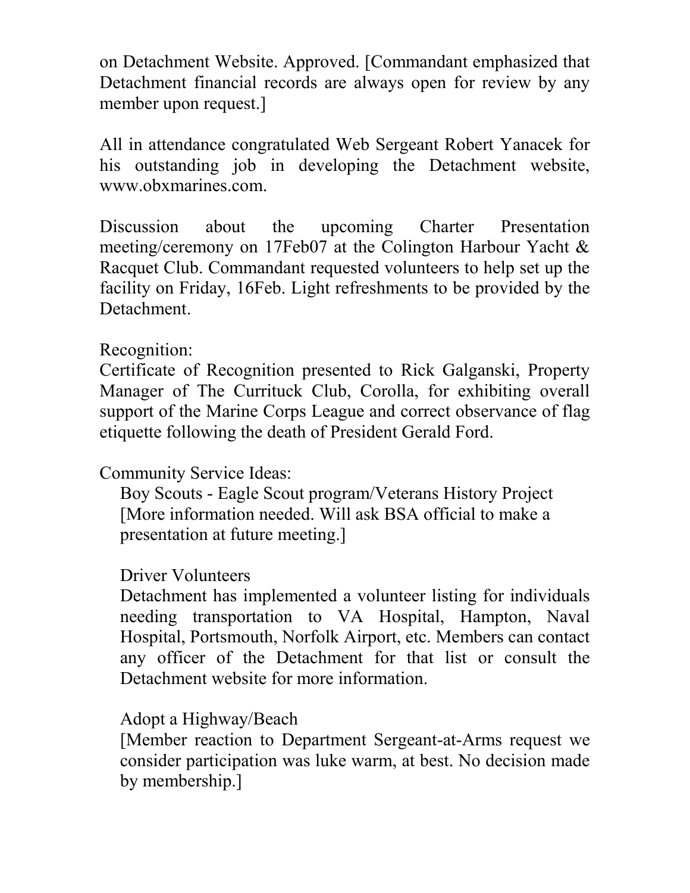on Detachment Website. Approved. [Commandant emphasized that Detachment financial records are always open for review by any member upon request.]

All in attendance congratulated Web Sergeant Robert Yanacek for his outstanding job in developing the Detachment website, www.obxmarines.com.

Discussion about the upcoming Charter Presentation meeting/ceremony on 17Feb07 at the Colington Harbour Yacht & Racquet Club. Commandant requested volunteers to help set up the facility on Friday, 16Feb. Light refreshments to be provided by the Detachment.

Recognition:
Certificate of Recognition presented to Rick Galganski, Property Manager of The Currituck Club, Corolla, for exhibiting overall support of the Marine Corps League and correct observance of flag etiquette following the death of President Gerald Ford.

Community Service Ideas:

Boy Scouts - Eagle Scout program/Veterans History Project
[More information needed. Will ask BSA official to make a presentation at future meeting.]

Driver Volunteers
Detachment has implemented a volunteer listing for individuals needing transportation to VA Hospital, Hampton, Naval Hospital, Portsmouth, Norfolk Airport, etc. Members can contact any officer of the Detachment for that list or consult the Detachment website for more information.

Adopt a Highway/Beach
[Member reaction to Department Sergeant-at-Arms request we consider participation was luke warm, at best. No decision made by membership.]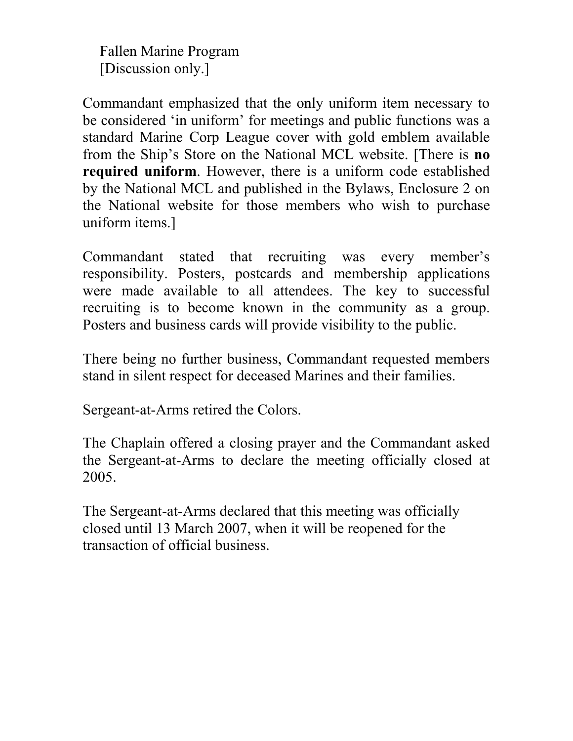Fallen Marine Program
[Discussion only.]

Commandant emphasized that the only uniform item necessary to be considered 'in uniform' for meetings and public functions was a standard Marine Corp League cover with gold emblem available from the Ship's Store on the National MCL website. [There is **no required uniform**. However, there is a uniform code established by the National MCL and published in the Bylaws, Enclosure 2 on the National website for those members who wish to purchase uniform items.]

Commandant stated that recruiting was every member's responsibility. Posters, postcards and membership applications were made available to all attendees. The key to successful recruiting is to become known in the community as a group. Posters and business cards will provide visibility to the public.

There being no further business, Commandant requested members stand in silent respect for deceased Marines and their families.

Sergeant-at-Arms retired the Colors.

The Chaplain offered a closing prayer and the Commandant asked the Sergeant-at-Arms to declare the meeting officially closed at 2005.

The Sergeant-at-Arms declared that this meeting was officially closed until 13 March 2007, when it will be reopened for the transaction of official business.